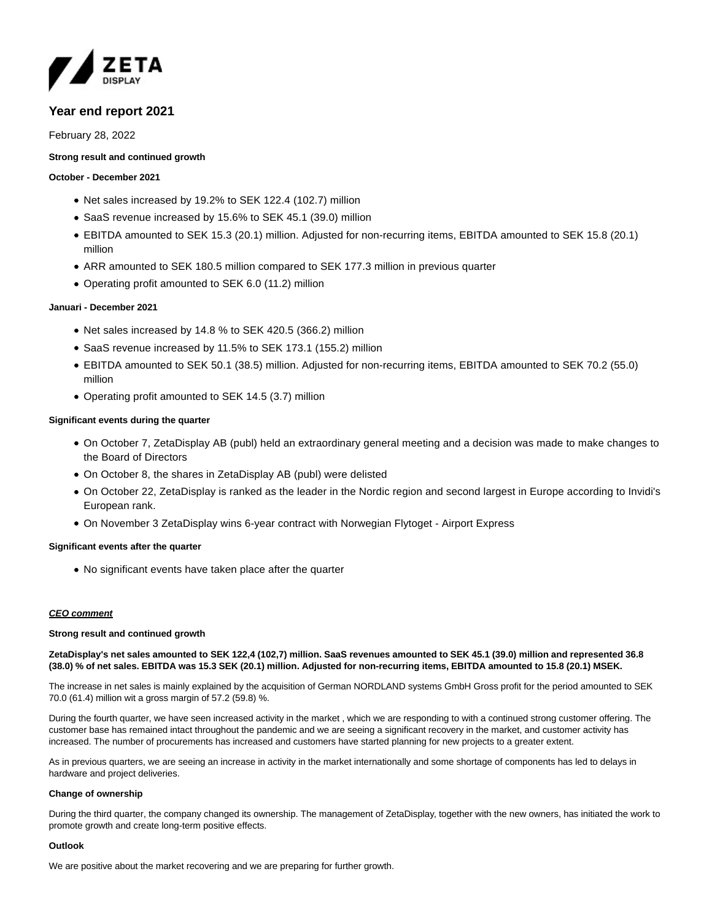ZETA DISPLAY

# Year end report 2021

February 28, 2022

**Strong result and continued growth**

**October - December 2021**

- Net sales increased by 19.2% to SEK 122.4 (102.7) million
- SaaS revenue increased by 15.6% to SEK 45.1 (39.0) million
- EBITDA amounted to SEK 15.3 (20.1) million. Adjusted for non-recurring items, EBITDA amounted to SEK 15.8 (20.1) million
- ARR amounted to SEK 180.5 million compared to SEK 177.3 million in previous quarter
- Operating profit amounted to SEK 6.0 (11.2) million

**Januari - December 2021**

- Net sales increased by 14.8 % to SEK 420.5 (366.2) million
- SaaS revenue increased by 11.5% to SEK 173.1 (155.2) million
- EBITDA amounted to SEK 50.1 (38.5) million. Adjusted for non-recurring items, EBITDA amounted to SEK 70.2 (55.0) million
- Operating profit amounted to SEK 14.5 (3.7) million

**Significant events during the quarter**

- On October 7, ZetaDisplay AB (publ) held an extraordinary general meeting and a decision was made to make changes to the Board of Directors
- On October 8, the shares in ZetaDisplay AB (publ) were delisted
- On October 22, ZetaDisplay is ranked as the leader in the Nordic region and second largest in Europe according to Invidi's European rank.
- On November 3 ZetaDisplay wins 6-year contract with Norwegian Flytoget - Airport Express

**Significant events after the quarter**

- No significant events have taken place after the quarter

***CEO comment***

**Strong result and continued growth**

**ZetaDisplay's net sales amounted to SEK 122,4 (102,7) million. SaaS revenues amounted to SEK 45.1 (39.0) million and represented 36.8 (38.0) % of net sales. EBITDA was 15.3 SEK (20.1) million. Adjusted for non-recurring items, EBITDA amounted to 15.8 (20.1) MSEK.**

The increase in net sales is mainly explained by the acquisition of German NORDLAND systems GmbH Gross profit for the period amounted to SEK 70.0 (61.4) million wit a gross margin of 57.2 (59.8) %.

During the fourth quarter, we have seen increased activity in the market , which we are responding to with a continued strong customer offering. The customer base has remained intact throughout the pandemic and we are seeing a significant recovery in the market, and customer activity has increased. The number of procurements has increased and customers have started planning for new projects to a greater extent.

As in previous quarters, we are seeing an increase in activity in the market internationally and some shortage of components has led to delays in hardware and project deliveries.

**Change of ownership**

During the third quarter, the company changed its ownership. The management of ZetaDisplay, together with the new owners, has initiated the work to promote growth and create long-term positive effects.

**Outlook**

We are positive about the market recovering and we are preparing for further growth.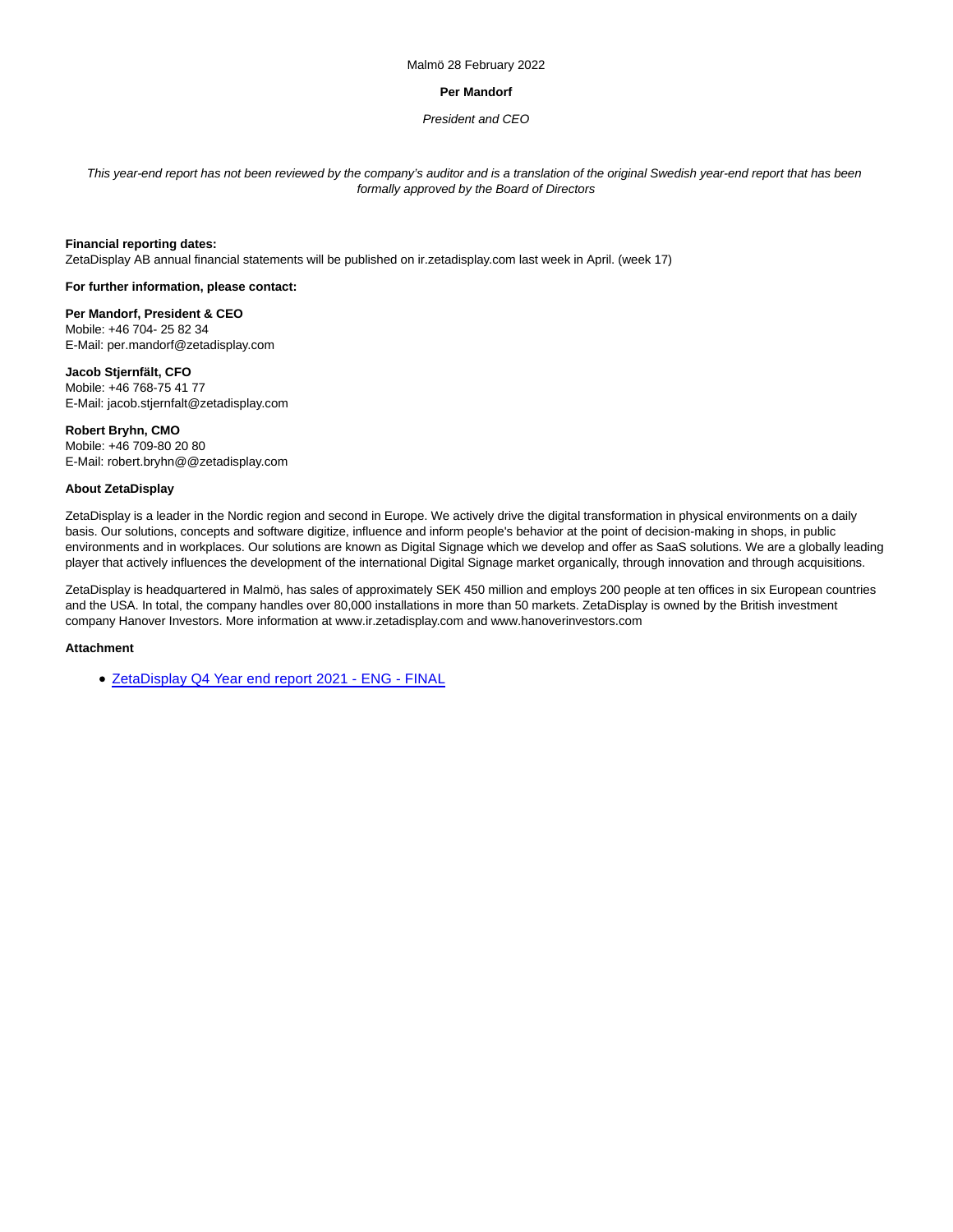Malmö 28 February 2022

**Per Mandorf**

*President and CEO*

*This year-end report has not been reviewed by the company's auditor and is a translation of the original Swedish year-end report that has been formally approved by the Board of Directors*

**Financial reporting dates:**
ZetaDisplay AB annual financial statements will be published on ir.zetadisplay.com last week in April. (week 17)

**For further information, please contact:**

**Per Mandorf, President & CEO**
Mobile: +46 704- 25 82 34
E-Mail: per.mandorf@zetadisplay.com

**Jacob Stjernfält, CFO**
Mobile: +46 768-75 41 77
E-Mail: jacob.stjernfalt@zetadisplay.com

**Robert Bryhn, CMO**
Mobile: +46 709-80 20 80
E-Mail: robert.bryhn@@zetadisplay.com

**About ZetaDisplay**

ZetaDisplay is a leader in the Nordic region and second in Europe. We actively drive the digital transformation in physical environments on a daily basis. Our solutions, concepts and software digitize, influence and inform people's behavior at the point of decision-making in shops, in public environments and in workplaces. Our solutions are known as Digital Signage which we develop and offer as SaaS solutions. We are a globally leading player that actively influences the development of the international Digital Signage market organically, through innovation and through acquisitions.

ZetaDisplay is headquartered in Malmö, has sales of approximately SEK 450 million and employs 200 people at ten offices in six European countries and the USA. In total, the company handles over 80,000 installations in more than 50 markets. ZetaDisplay is owned by the British investment company Hanover Investors. More information at www.ir.zetadisplay.com and www.hanoverinvestors.com

**Attachment**

- ZetaDisplay Q4 Year end report 2021 - ENG - FINAL